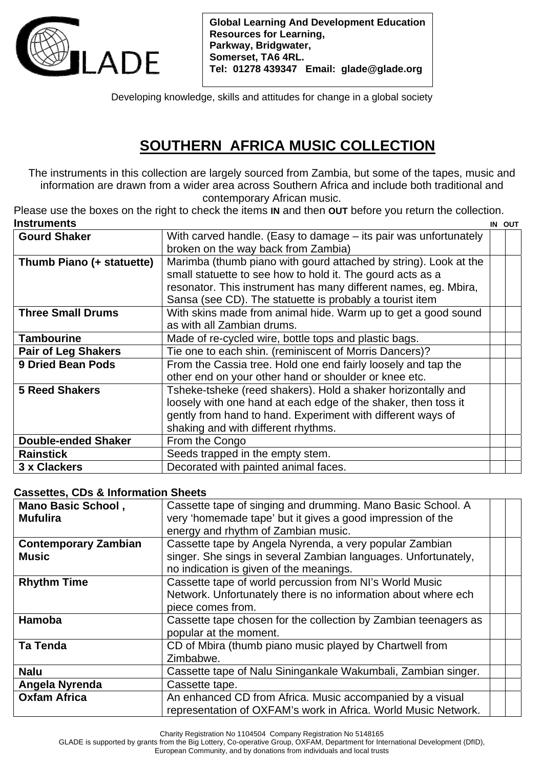GLADE

**Global Learning And Development Education**
**Resources for Learning,**
**Parkway, Bridgwater,**
**Somerset, TA6 4RL.**
**Tel: 01278 439347 Email: glade@glade.org**

Developing knowledge, skills and attitudes for change in a global society

# SOUTHERN AFRICA MUSIC COLLECTION

The instruments in this collection are largely sourced from Zambia, but some of the tapes, music and information are drawn from a wider area across Southern Africa and include both traditional and contemporary African music.

Please use the boxes on the right to check the items **IN** and then **OUT** before you return the collection.

**Instruments**

| | | IN | OUT |
|---|---|---|---|
| **Gourd Shaker** | With carved handle. (Easy to damage – its pair was unfortunately broken on the way back from Zambia) | | |
| **Thumb Piano (+ statuette)** | Marimba (thumb piano with gourd attached by string). Look at the small statuette to see how to hold it. The gourd acts as a resonator. This instrument has many different names, eg. Mbira, Sansa (see CD). The statuette is probably a tourist item | | |
| **Three Small Drums** | With skins made from animal hide. Warm up to get a good sound as with all Zambian drums. | | |
| **Tambourine** | Made of re-cycled wire, bottle tops and plastic bags. | | |
| **Pair of Leg Shakers** | Tie one to each shin. (reminiscent of Morris Dancers)? | | |
| **9 Dried Bean Pods** | From the Cassia tree. Hold one end fairly loosely and tap the other end on your other hand or shoulder or knee etc. | | |
| **5 Reed Shakers** | Tsheke-tsheke (reed shakers). Hold a shaker horizontally and loosely with one hand at each edge of the shaker, then toss it gently from hand to hand. Experiment with different ways of shaking and with different rhythms. | | |
| **Double-ended Shaker** | From the Congo | | |
| **Rainstick** | Seeds trapped in the empty stem. | | |
| **3 x Clackers** | Decorated with painted animal faces. | | |

**Cassettes, CDs & Information Sheets**

| | | IN | OUT |
|---|---|---|---|
| **Mano Basic School , Mufulira** | Cassette tape of singing and drumming. Mano Basic School. A very 'homemade tape' but it gives a good impression of the energy and rhythm of Zambian music. | | |
| **Contemporary Zambian Music** | Cassette tape by Angela Nyrenda, a very popular Zambian singer. She sings in several Zambian languages. Unfortunately, no indication is given of the meanings. | | |
| **Rhythm Time** | Cassette tape of world percussion from NI's World Music Network. Unfortunately there is no information about where ech piece comes from. | | |
| **Hamoba** | Cassette tape chosen for the collection by Zambian teenagers as popular at the moment. | | |
| **Ta Tenda** | CD of Mbira (thumb piano music played by Chartwell from Zimbabwe. | | |
| **Nalu** | Cassette tape of Nalu Siningankale Wakumbali, Zambian singer. | | |
| **Angela Nyrenda** | Cassette tape. | | |
| **Oxfam Africa** | An enhanced CD from Africa. Music accompanied by a visual representation of OXFAM's work in Africa. World Music Network. | | |

Charity Registration No 1104504 Company Registration No 5148165
GLADE is supported by grants from the Big Lottery, Co-operative Group, OXFAM, Department for International Development (DfID), European Community, and by donations from individuals and local trusts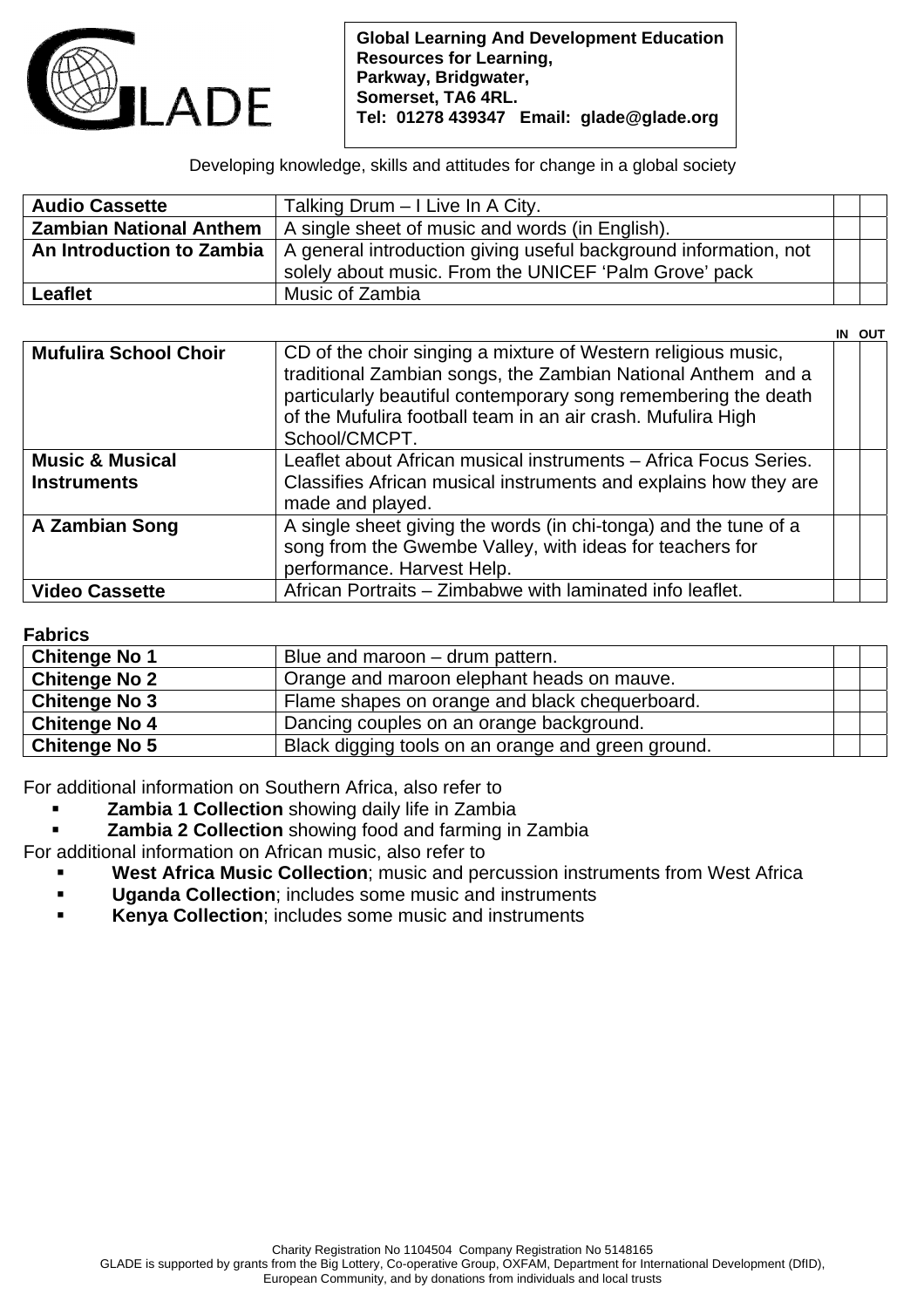GLADE

**Global Learning And Development Education Resources for Learning,**
**Parkway, Bridgwater,**
**Somerset, TA6 4RL.**
**Tel: 01278 439347 Email: glade@glade.org**

Developing knowledge, skills and attitudes for change in a global society

| | | | |
|---|---|---|---|
| **Audio Cassette** | Talking Drum – I Live In A City. | | |
| **Zambian National Anthem** | A single sheet of music and words (in English). | | |
| **An Introduction to Zambia** | A general introduction giving useful background information, not solely about music. From the UNICEF 'Palm Grove' pack | | |
| **Leaflet** | Music of Zambia | | |

| | | IN | OUT |
|---|---|---|---|
| **Mufulira School Choir** | CD of the choir singing a mixture of Western religious music, traditional Zambian songs, the Zambian National Anthem and a particularly beautiful contemporary song remembering the death of the Mufulira football team in an air crash. Mufulira High School/CMCPT. | | |
| **Music & Musical Instruments** | Leaflet about African musical instruments – Africa Focus Series. Classifies African musical instruments and explains how they are made and played. | | |
| **A Zambian Song** | A single sheet giving the words (in chi-tonga) and the tune of a song from the Gwembe Valley, with ideas for teachers for performance. Harvest Help. | | |
| **Video Cassette** | African Portraits – Zimbabwe with laminated info leaflet. | | |

**Fabrics**

| | | | |
|---|---|---|---|
| **Chitenge No 1** | Blue and maroon – drum pattern. | | |
| **Chitenge No 2** | Orange and maroon elephant heads on mauve. | | |
| **Chitenge No 3** | Flame shapes on orange and black chequerboard. | | |
| **Chitenge No 4** | Dancing couples on an orange background. | | |
| **Chitenge No 5** | Black digging tools on an orange and green ground. | | |

For additional information on Southern Africa, also refer to

- **Zambia 1 Collection** showing daily life in Zambia
- **Zambia 2 Collection** showing food and farming in Zambia

For additional information on African music, also refer to

- **West Africa Music Collection**; music and percussion instruments from West Africa
- **Uganda Collection**; includes some music and instruments
- **Kenya Collection**; includes some music and instruments

Charity Registration No 1104504 Company Registration No 5148165
GLADE is supported by grants from the Big Lottery, Co-operative Group, OXFAM, Department for International Development (DfID), European Community, and by donations from individuals and local trusts